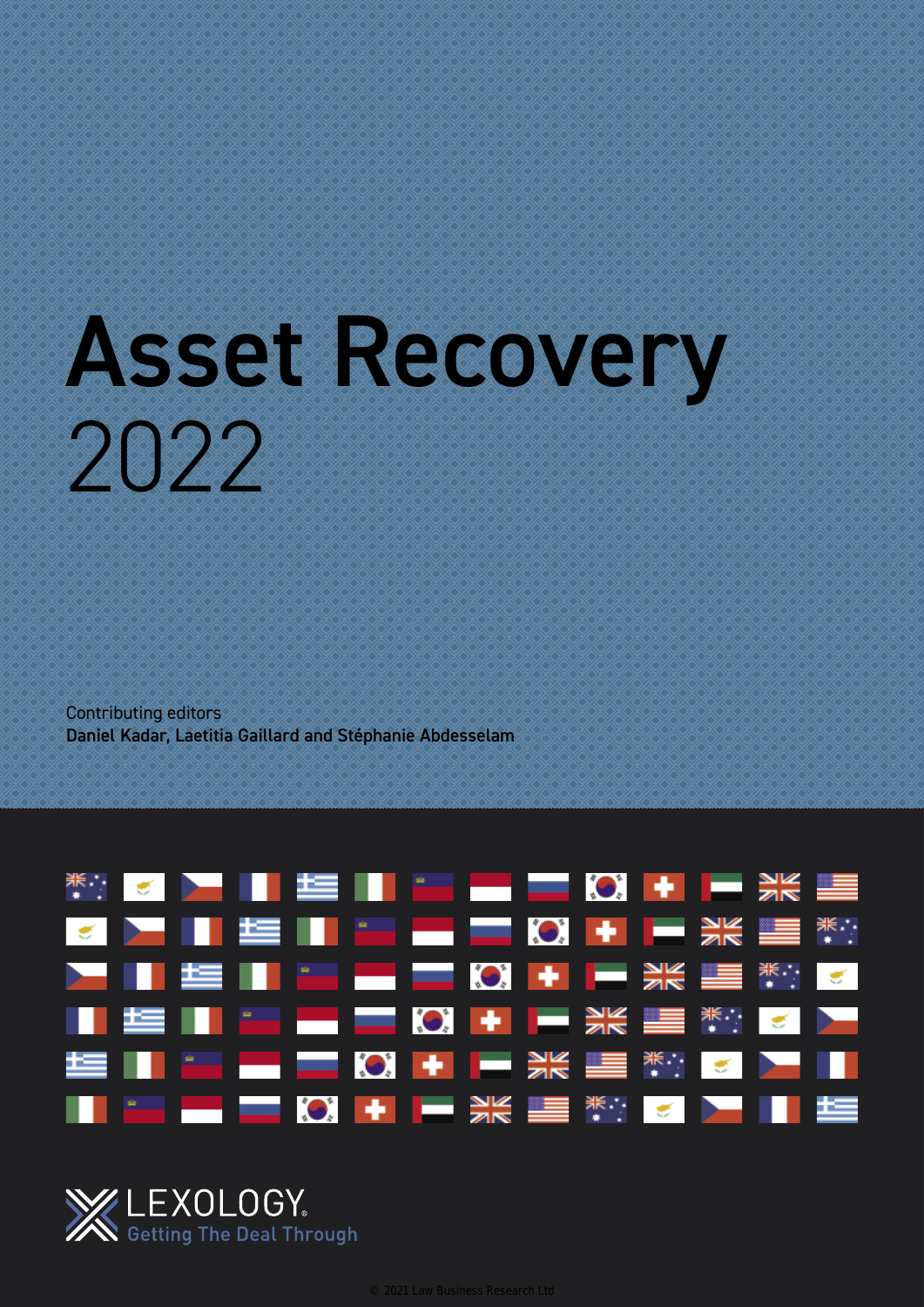# Asset Recovery

2022

Contributing editors
**Daniel Kadar, Laetitia Gaillard and Stéphanie Abdesselam**

LEXOLOGY.
Getting The Deal Through

© 2021 Law Business Research Ltd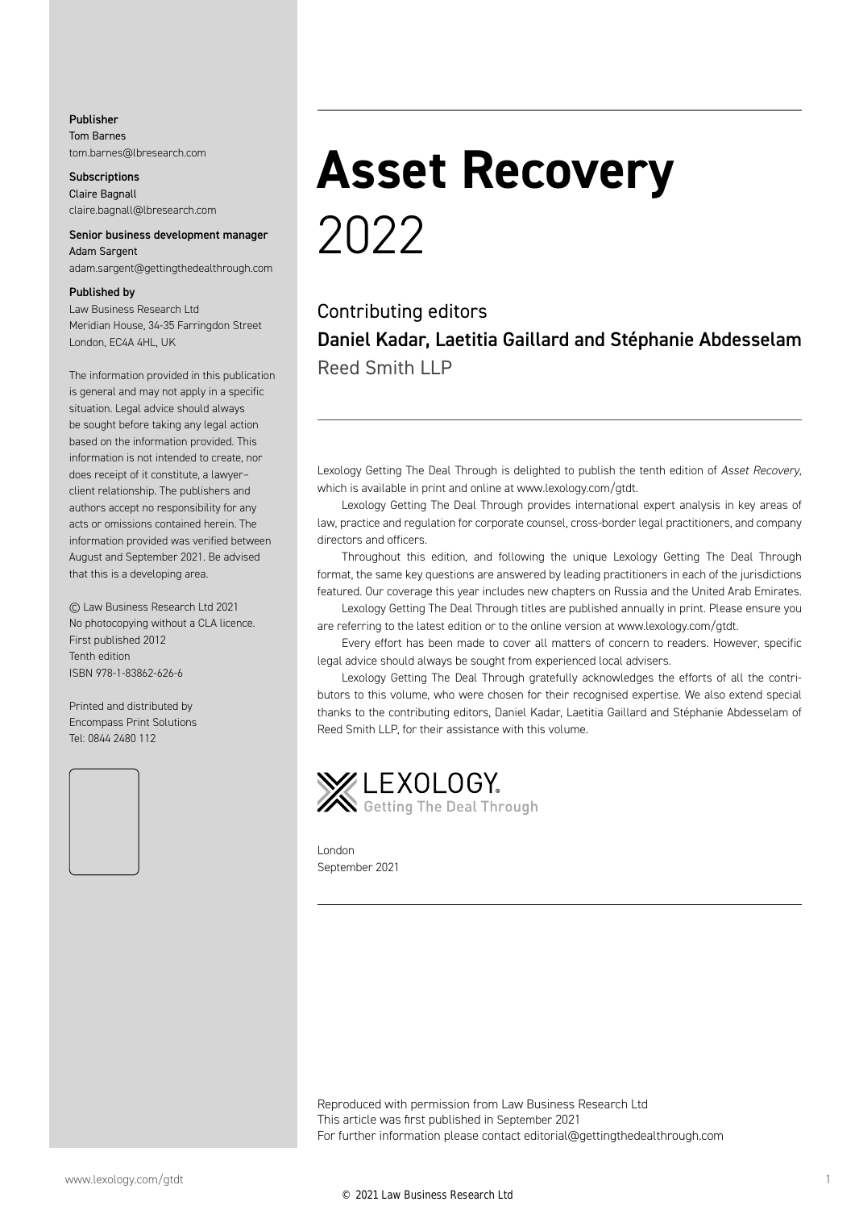**Publisher**
Tom Barnes
tom.barnes@lbresearch.com

**Subscriptions**
Claire Bagnall
claire.bagnall@lbresearch.com

**Senior business development manager**
Adam Sargent
adam.sargent@gettingthedealthrough.com

**Published by**
Law Business Research Ltd
Meridian House, 34-35 Farringdon Street
London, EC4A 4HL, UK

The information provided in this publication is general and may not apply in a specific situation. Legal advice should always be sought before taking any legal action based on the information provided. This information is not intended to create, nor does receipt of it constitute, a lawyer–client relationship. The publishers and authors accept no responsibility for any acts or omissions contained herein. The information provided was verified between August and September 2021. Be advised that this is a developing area.

© Law Business Research Ltd 2021
No photocopying without a CLA licence.
First published 2012
Tenth edition
ISBN 978-1-83862-626-6

Printed and distributed by
Encompass Print Solutions
Tel: 0844 2480 112

# Asset Recovery
2022

Contributing editors
**Daniel Kadar, Laetitia Gaillard and Stéphanie Abdesselam**
Reed Smith LLP

Lexology Getting The Deal Through is delighted to publish the tenth edition of *Asset Recovery*, which is available in print and online at www.lexology.com/gtdt.

Lexology Getting The Deal Through provides international expert analysis in key areas of law, practice and regulation for corporate counsel, cross-border legal practitioners, and company directors and officers.

Throughout this edition, and following the unique Lexology Getting The Deal Through format, the same key questions are answered by leading practitioners in each of the jurisdictions featured. Our coverage this year includes new chapters on Russia and the United Arab Emirates.

Lexology Getting The Deal Through titles are published annually in print. Please ensure you are referring to the latest edition or to the online version at www.lexology.com/gtdt.

Every effort has been made to cover all matters of concern to readers. However, specific legal advice should always be sought from experienced local advisers.

Lexology Getting The Deal Through gratefully acknowledges the efforts of all the contributors to this volume, who were chosen for their recognised expertise. We also extend special thanks to the contributing editors, Daniel Kadar, Laetitia Gaillard and Stéphanie Abdesselam of Reed Smith LLP, for their assistance with this volume.

LEXOLOGY
Getting The Deal Through

London
September 2021

Reproduced with permission from Law Business Research Ltd
This article was first published in September 2021
For further information please contact editorial@gettingthedealthrough.com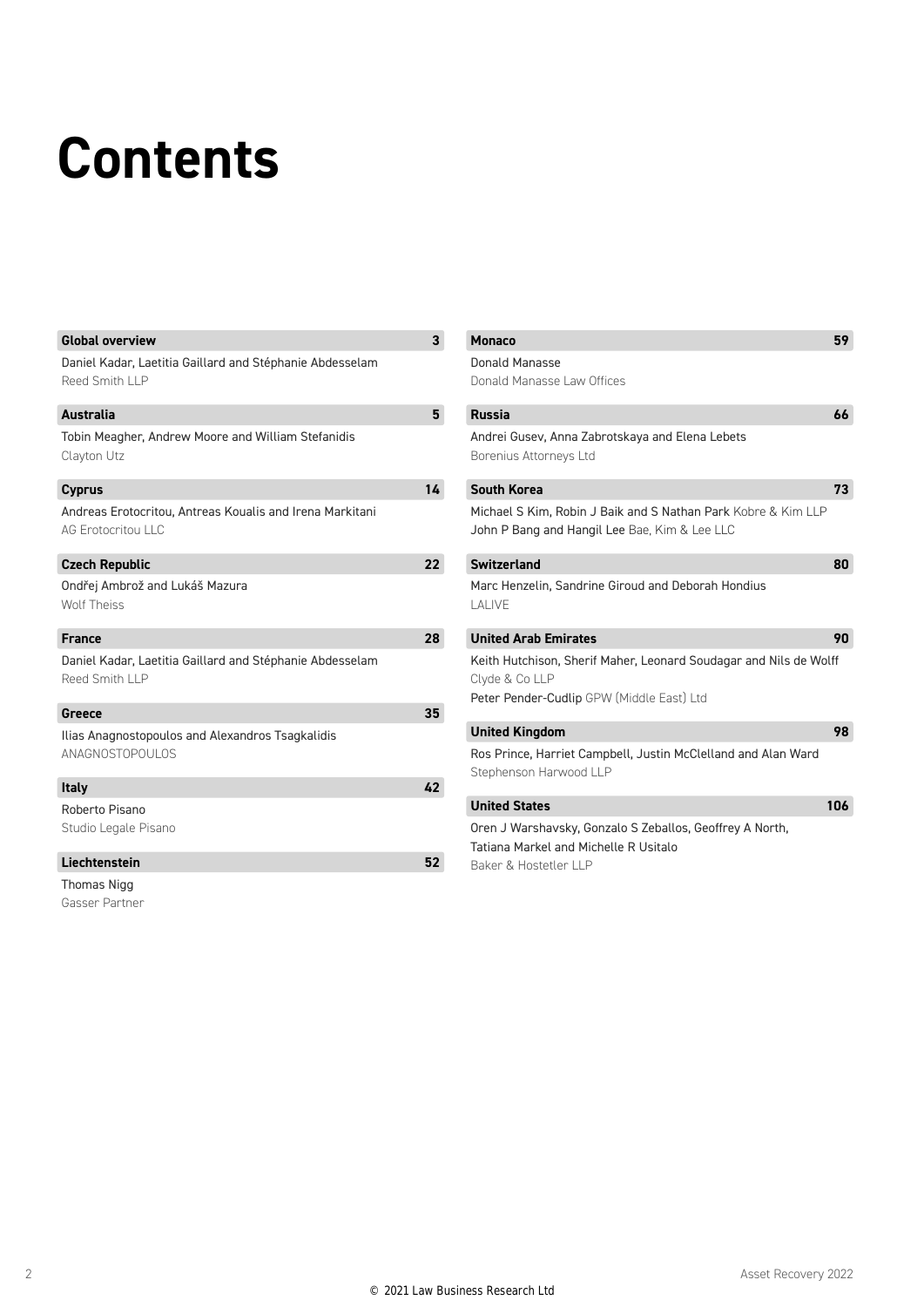# Contents

**Global overview** 3
Daniel Kadar, Laetitia Gaillard and Stéphanie Abdesselam
Reed Smith LLP

**Australia** 5
Tobin Meagher, Andrew Moore and William Stefanidis
Clayton Utz

**Cyprus** 14
Andreas Erotocritou, Antreas Koualis and Irena Markitani
AG Erotocritou LLC

**Czech Republic** 22
Ondřej Ambrož and Lukáš Mazura
Wolf Theiss

**France** 28
Daniel Kadar, Laetitia Gaillard and Stéphanie Abdesselam
Reed Smith LLP

**Greece** 35
Ilias Anagnostopoulos and Alexandros Tsagkalidis
ANAGNOSTOPOULOS

**Italy** 42
Roberto Pisano
Studio Legale Pisano

**Liechtenstein** 52
Thomas Nigg
Gasser Partner

**Monaco** 59
Donald Manasse
Donald Manasse Law Offices

**Russia** 66
Andrei Gusev, Anna Zabrotskaya and Elena Lebets
Borenius Attorneys Ltd

**South Korea** 73
Michael S Kim, Robin J Baik and S Nathan Park Kobre & Kim LLP
John P Bang and Hangil Lee Bae, Kim & Lee LLC

**Switzerland** 80
Marc Henzelin, Sandrine Giroud and Deborah Hondius
LALIVE

**United Arab Emirates** 90
Keith Hutchison, Sherif Maher, Leonard Soudagar and Nils de Wolff
Clyde & Co LLP
Peter Pender-Cudlip GPW (Middle East) Ltd

**United Kingdom** 98
Ros Prince, Harriet Campbell, Justin McClelland and Alan Ward
Stephenson Harwood LLP

**United States** 106
Oren J Warshavsky, Gonzalo S Zeballos, Geoffrey A North, Tatiana Markel and Michelle R Usitalo
Baker & Hostetler LLP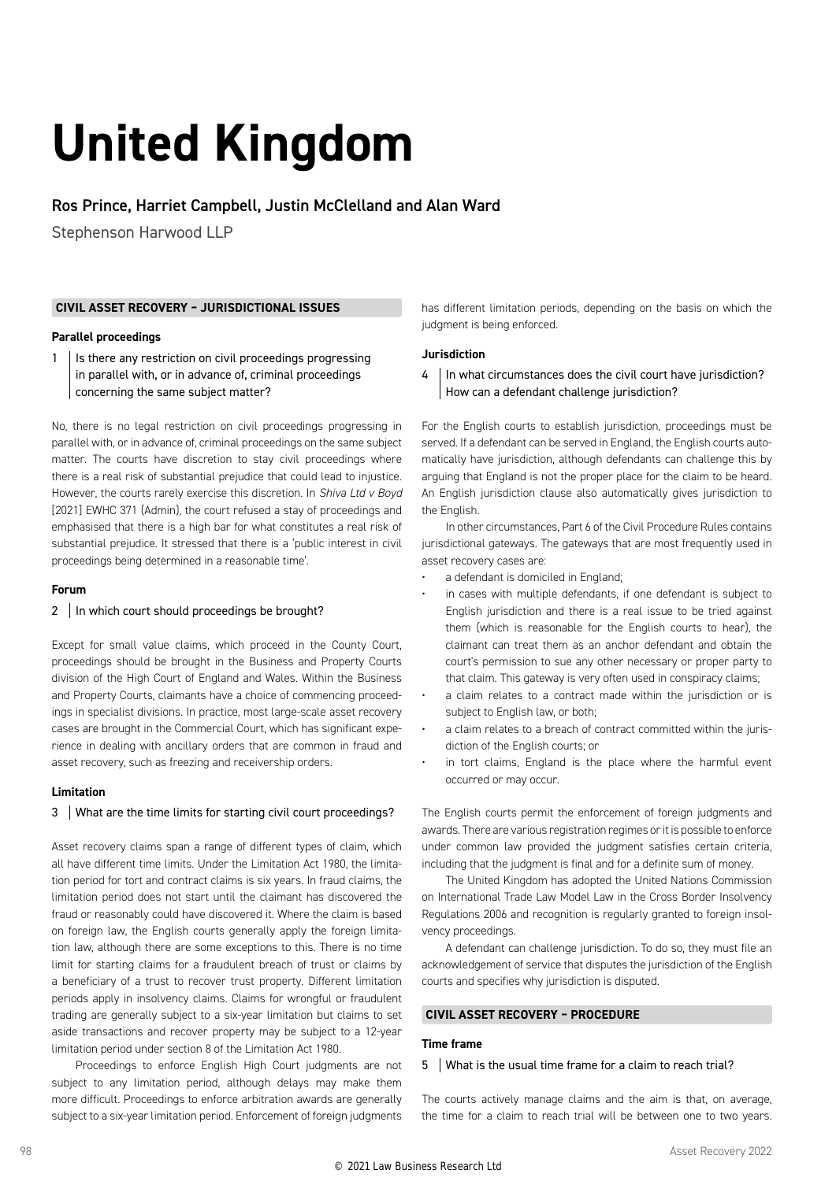# United Kingdom

## Ros Prince, Harriet Campbell, Justin McClelland and Alan Ward

Stephenson Harwood LLP

### CIVIL ASSET RECOVERY – JURISDICTIONAL ISSUES

**Parallel proceedings**

**1 | Is there any restriction on civil proceedings progressing in parallel with, or in advance of, criminal proceedings concerning the same subject matter?**

No, there is no legal restriction on civil proceedings progressing in parallel with, or in advance of, criminal proceedings on the same subject matter. The courts have discretion to stay civil proceedings where there is a real risk of substantial prejudice that could lead to injustice. However, the courts rarely exercise this discretion. In *Shiva Ltd v Boyd* [2021] EWHC 371 (Admin), the court refused a stay of proceedings and emphasised that there is a high bar for what constitutes a real risk of substantial prejudice. It stressed that there is a 'public interest in civil proceedings being determined in a reasonable time'.

**Forum**

**2 | In which court should proceedings be brought?**

Except for small value claims, which proceed in the County Court, proceedings should be brought in the Business and Property Courts division of the High Court of England and Wales. Within the Business and Property Courts, claimants have a choice of commencing proceedings in specialist divisions. In practice, most large-scale asset recovery cases are brought in the Commercial Court, which has significant experience in dealing with ancillary orders that are common in fraud and asset recovery, such as freezing and receivership orders.

**Limitation**

**3 | What are the time limits for starting civil court proceedings?**

Asset recovery claims span a range of different types of claim, which all have different time limits. Under the Limitation Act 1980, the limitation period for tort and contract claims is six years. In fraud claims, the limitation period does not start until the claimant has discovered the fraud or reasonably could have discovered it. Where the claim is based on foreign law, the English courts generally apply the foreign limitation law, although there are some exceptions to this. There is no time limit for starting claims for a fraudulent breach of trust or claims by a beneficiary of a trust to recover trust property. Different limitation periods apply in insolvency claims. Claims for wrongful or fraudulent trading are generally subject to a six-year limitation but claims to set aside transactions and recover property may be subject to a 12-year limitation period under section 8 of the Limitation Act 1980.

Proceedings to enforce English High Court judgments are not subject to any limitation period, although delays may make them more difficult. Proceedings to enforce arbitration awards are generally subject to a six-year limitation period. Enforcement of foreign judgments has different limitation periods, depending on the basis on which the judgment is being enforced.

**Jurisdiction**

**4 | In what circumstances does the civil court have jurisdiction? How can a defendant challenge jurisdiction?**

For the English courts to establish jurisdiction, proceedings must be served. If a defendant can be served in England, the English courts automatically have jurisdiction, although defendants can challenge this by arguing that England is not the proper place for the claim to be heard. An English jurisdiction clause also automatically gives jurisdiction to the English.

In other circumstances, Part 6 of the Civil Procedure Rules contains jurisdictional gateways. The gateways that are most frequently used in asset recovery cases are:

- a defendant is domiciled in England;
- in cases with multiple defendants, if one defendant is subject to English jurisdiction and there is a real issue to be tried against them (which is reasonable for the English courts to hear), the claimant can treat them as an anchor defendant and obtain the court's permission to sue any other necessary or proper party to that claim. This gateway is very often used in conspiracy claims;
- a claim relates to a contract made within the jurisdiction or is subject to English law, or both;
- a claim relates to a breach of contract committed within the jurisdiction of the English courts; or
- in tort claims, England is the place where the harmful event occurred or may occur.

The English courts permit the enforcement of foreign judgments and awards. There are various registration regimes or it is possible to enforce under common law provided the judgment satisfies certain criteria, including that the judgment is final and for a definite sum of money.

The United Kingdom has adopted the United Nations Commission on International Trade Law Model Law in the Cross Border Insolvency Regulations 2006 and recognition is regularly granted to foreign insolvency proceedings.

A defendant can challenge jurisdiction. To do so, they must file an acknowledgement of service that disputes the jurisdiction of the English courts and specifies why jurisdiction is disputed.

### CIVIL ASSET RECOVERY – PROCEDURE

**Time frame**

**5 | What is the usual time frame for a claim to reach trial?**

The courts actively manage claims and the aim is that, on average, the time for a claim to reach trial will be between one to two years.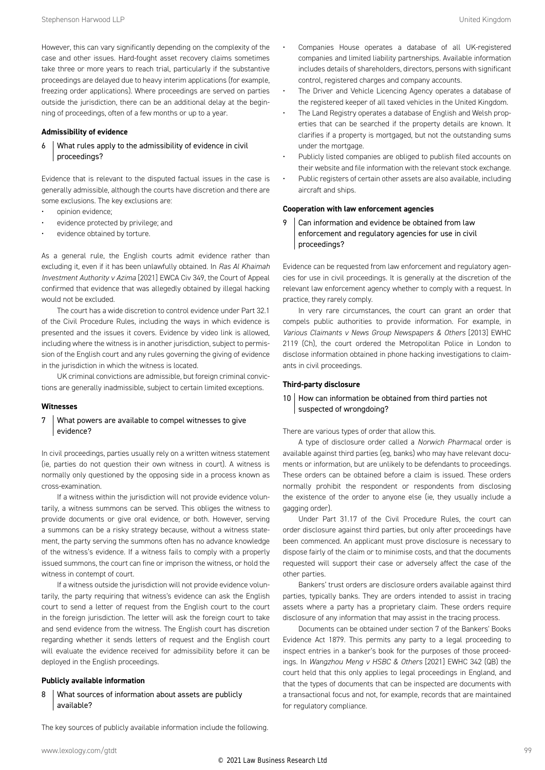However, this can vary significantly depending on the complexity of the case and other issues. Hard-fought asset recovery claims sometimes take three or more years to reach trial, particularly if the substantive proceedings are delayed due to heavy interim applications (for example, freezing order applications). Where proceedings are served on parties outside the jurisdiction, there can be an additional delay at the beginning of proceedings, often of a few months or up to a year.

### Admissibility of evidence

#### 6 What rules apply to the admissibility of evidence in civil proceedings?

Evidence that is relevant to the disputed factual issues in the case is generally admissible, although the courts have discretion and there are some exclusions. The key exclusions are:

- opinion evidence;
- evidence protected by privilege; and
- evidence obtained by torture.

As a general rule, the English courts admit evidence rather than excluding it, even if it has been unlawfully obtained. In *Ras Al Khaimah Investment Authority v Azima* [2021] EWCA Civ 349, the Court of Appeal confirmed that evidence that was allegedly obtained by illegal hacking would not be excluded.

The court has a wide discretion to control evidence under Part 32.1 of the Civil Procedure Rules, including the ways in which evidence is presented and the issues it covers. Evidence by video link is allowed, including where the witness is in another jurisdiction, subject to permission of the English court and any rules governing the giving of evidence in the jurisdiction in which the witness is located.

UK criminal convictions are admissible, but foreign criminal convictions are generally inadmissible, subject to certain limited exceptions.

### Witnesses

#### 7 What powers are available to compel witnesses to give evidence?

In civil proceedings, parties usually rely on a written witness statement (ie, parties do not question their own witness in court). A witness is normally only questioned by the opposing side in a process known as cross-examination.

If a witness within the jurisdiction will not provide evidence voluntarily, a witness summons can be served. This obliges the witness to provide documents or give oral evidence, or both. However, serving a summons can be a risky strategy because, without a witness statement, the party serving the summons often has no advance knowledge of the witness's evidence. If a witness fails to comply with a properly issued summons, the court can fine or imprison the witness, or hold the witness in contempt of court.

If a witness outside the jurisdiction will not provide evidence voluntarily, the party requiring that witness's evidence can ask the English court to send a letter of request from the English court to the court in the foreign jurisdiction. The letter will ask the foreign court to take and send evidence from the witness. The English court has discretion regarding whether it sends letters of request and the English court will evaluate the evidence received for admissibility before it can be deployed in the English proceedings.

### Publicly available information

#### 8 What sources of information about assets are publicly available?

The key sources of publicly available information include the following.

- Companies House operates a database of all UK-registered companies and limited liability partnerships. Available information includes details of shareholders, directors, persons with significant control, registered charges and company accounts.
- The Driver and Vehicle Licencing Agency operates a database of the registered keeper of all taxed vehicles in the United Kingdom.
- The Land Registry operates a database of English and Welsh properties that can be searched if the property details are known. It clarifies if a property is mortgaged, but not the outstanding sums under the mortgage.
- Publicly listed companies are obliged to publish filed accounts on their website and file information with the relevant stock exchange.
- Public registers of certain other assets are also available, including aircraft and ships.

### Cooperation with law enforcement agencies

#### 9 Can information and evidence be obtained from law enforcement and regulatory agencies for use in civil proceedings?

Evidence can be requested from law enforcement and regulatory agencies for use in civil proceedings. It is generally at the discretion of the relevant law enforcement agency whether to comply with a request. In practice, they rarely comply.

In very rare circumstances, the court can grant an order that compels public authorities to provide information. For example, in *Various Claimants v News Group Newspapers & Others* [2013] EWHC 2119 (Ch), the court ordered the Metropolitan Police in London to disclose information obtained in phone hacking investigations to claimants in civil proceedings.

### Third-party disclosure

#### 10 How can information be obtained from third parties not suspected of wrongdoing?

There are various types of order that allow this.

A type of disclosure order called a *Norwich Pharmacal* order is available against third parties (eg, banks) who may have relevant documents or information, but are unlikely to be defendants to proceedings. These orders can be obtained before a claim is issued. These orders normally prohibit the respondent or respondents from disclosing the existence of the order to anyone else (ie, they usually include a gagging order).

Under Part 31.17 of the Civil Procedure Rules, the court can order disclosure against third parties, but only after proceedings have been commenced. An applicant must prove disclosure is necessary to dispose fairly of the claim or to minimise costs, and that the documents requested will support their case or adversely affect the case of the other parties.

Bankers' trust orders are disclosure orders available against third parties, typically banks. They are orders intended to assist in tracing assets where a party has a proprietary claim. These orders require disclosure of any information that may assist in the tracing process.

Documents can be obtained under section 7 of the Bankers' Books Evidence Act 1879. This permits any party to a legal proceeding to inspect entries in a banker's book for the purposes of those proceedings. In *Wangzhou Meng v HSBC & Others* [2021] EWHC 342 (QB) the court held that this only applies to legal proceedings in England, and that the types of documents that can be inspected are documents with a transactional focus and not, for example, records that are maintained for regulatory compliance.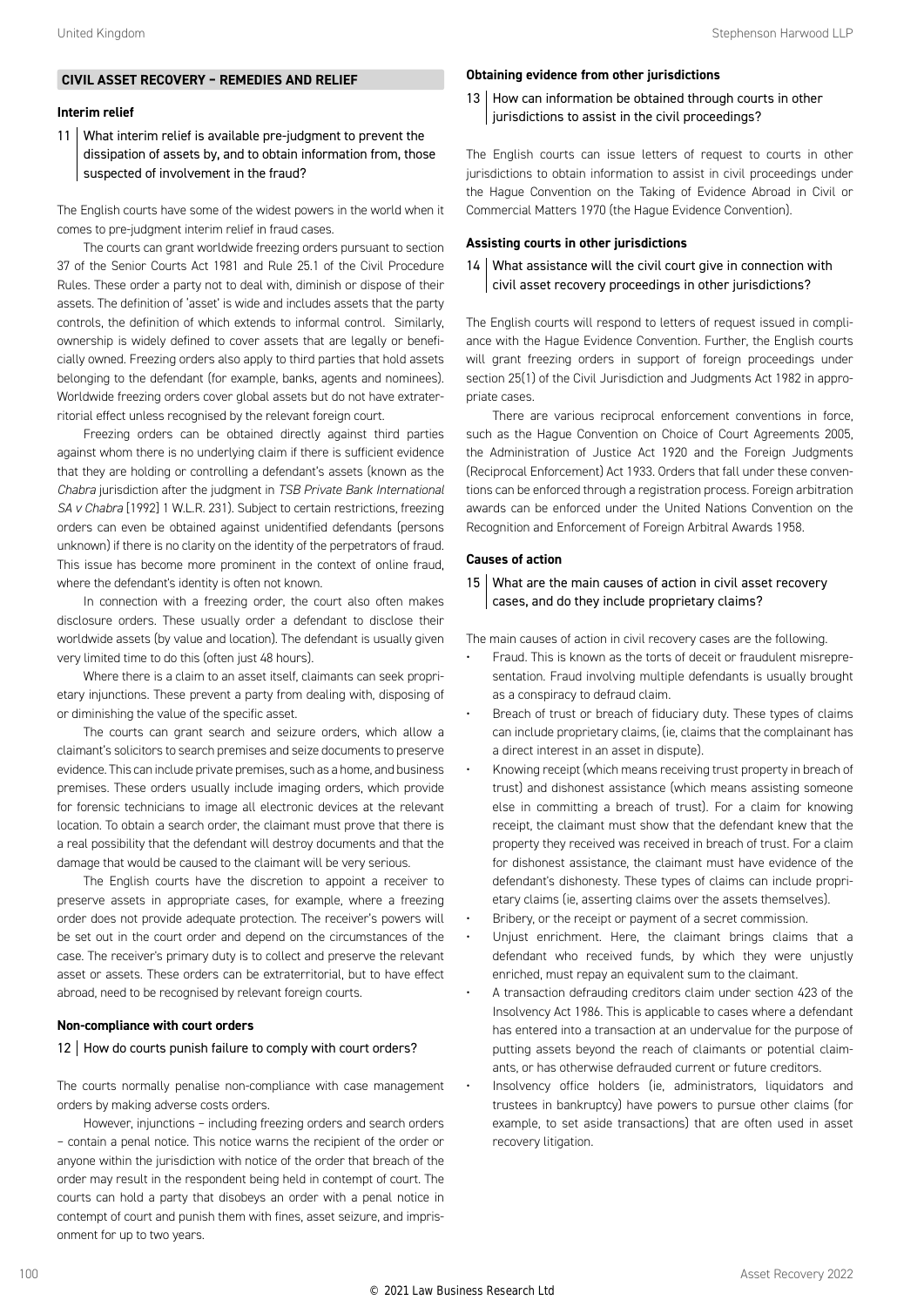## CIVIL ASSET RECOVERY – REMEDIES AND RELIEF

### Interim relief

**11 What interim relief is available pre-judgment to prevent the dissipation of assets by, and to obtain information from, those suspected of involvement in the fraud?**

The English courts have some of the widest powers in the world when it comes to pre-judgment interim relief in fraud cases.

The courts can grant worldwide freezing orders pursuant to section 37 of the Senior Courts Act 1981 and Rule 25.1 of the Civil Procedure Rules. These order a party not to deal with, diminish or dispose of their assets. The definition of 'asset' is wide and includes assets that the party controls, the definition of which extends to informal control. Similarly, ownership is widely defined to cover assets that are legally or beneficially owned. Freezing orders also apply to third parties that hold assets belonging to the defendant (for example, banks, agents and nominees). Worldwide freezing orders cover global assets but do not have extraterritorial effect unless recognised by the relevant foreign court.

Freezing orders can be obtained directly against third parties against whom there is no underlying claim if there is sufficient evidence that they are holding or controlling a defendant's assets (known as the *Chabra* jurisdiction after the judgment in *TSB Private Bank International SA v Chabra* [1992] 1 W.L.R. 231). Subject to certain restrictions, freezing orders can even be obtained against unidentified defendants (persons unknown) if there is no clarity on the identity of the perpetrators of fraud. This issue has become more prominent in the context of online fraud, where the defendant's identity is often not known.

In connection with a freezing order, the court also often makes disclosure orders. These usually order a defendant to disclose their worldwide assets (by value and location). The defendant is usually given very limited time to do this (often just 48 hours).

Where there is a claim to an asset itself, claimants can seek proprietary injunctions. These prevent a party from dealing with, disposing of or diminishing the value of the specific asset.

The courts can grant search and seizure orders, which allow a claimant's solicitors to search premises and seize documents to preserve evidence. This can include private premises, such as a home, and business premises. These orders usually include imaging orders, which provide for forensic technicians to image all electronic devices at the relevant location. To obtain a search order, the claimant must prove that there is a real possibility that the defendant will destroy documents and that the damage that would be caused to the claimant will be very serious.

The English courts have the discretion to appoint a receiver to preserve assets in appropriate cases, for example, where a freezing order does not provide adequate protection. The receiver's powers will be set out in the court order and depend on the circumstances of the case. The receiver's primary duty is to collect and preserve the relevant asset or assets. These orders can be extraterritorial, but to have effect abroad, need to be recognised by relevant foreign courts.

### Non-compliance with court orders

**12 How do courts punish failure to comply with court orders?**

The courts normally penalise non-compliance with case management orders by making adverse costs orders.

However, injunctions – including freezing orders and search orders – contain a penal notice. This notice warns the recipient of the order or anyone within the jurisdiction with notice of the order that breach of the order may result in the respondent being held in contempt of court. The courts can hold a party that disobeys an order with a penal notice in contempt of court and punish them with fines, asset seizure, and imprisonment for up to two years.

### Obtaining evidence from other jurisdictions

**13 How can information be obtained through courts in other jurisdictions to assist in the civil proceedings?**

The English courts can issue letters of request to courts in other jurisdictions to obtain information to assist in civil proceedings under the Hague Convention on the Taking of Evidence Abroad in Civil or Commercial Matters 1970 (the Hague Evidence Convention).

### Assisting courts in other jurisdictions

**14 What assistance will the civil court give in connection with civil asset recovery proceedings in other jurisdictions?**

The English courts will respond to letters of request issued in compliance with the Hague Evidence Convention. Further, the English courts will grant freezing orders in support of foreign proceedings under section 25(1) of the Civil Jurisdiction and Judgments Act 1982 in appropriate cases.

There are various reciprocal enforcement conventions in force, such as the Hague Convention on Choice of Court Agreements 2005, the Administration of Justice Act 1920 and the Foreign Judgments (Reciprocal Enforcement) Act 1933. Orders that fall under these conventions can be enforced through a registration process. Foreign arbitration awards can be enforced under the United Nations Convention on the Recognition and Enforcement of Foreign Arbitral Awards 1958.

### Causes of action

**15 What are the main causes of action in civil asset recovery cases, and do they include proprietary claims?**

The main causes of action in civil recovery cases are the following.

- Fraud. This is known as the torts of deceit or fraudulent misrepresentation. Fraud involving multiple defendants is usually brought as a conspiracy to defraud claim.
- Breach of trust or breach of fiduciary duty. These types of claims can include proprietary claims, (ie, claims that the complainant has a direct interest in an asset in dispute).
- Knowing receipt (which means receiving trust property in breach of trust) and dishonest assistance (which means assisting someone else in committing a breach of trust). For a claim for knowing receipt, the claimant must show that the defendant knew that the property they received was received in breach of trust. For a claim for dishonest assistance, the claimant must have evidence of the defendant's dishonesty. These types of claims can include proprietary claims (ie, asserting claims over the assets themselves).
- Bribery, or the receipt or payment of a secret commission.
- Unjust enrichment. Here, the claimant brings claims that a defendant who received funds, by which they were unjustly enriched, must repay an equivalent sum to the claimant.
- A transaction defrauding creditors claim under section 423 of the Insolvency Act 1986. This is applicable to cases where a defendant has entered into a transaction at an undervalue for the purpose of putting assets beyond the reach of claimants or potential claimants, or has otherwise defrauded current or future creditors.
- Insolvency office holders (ie, administrators, liquidators and trustees in bankruptcy) have powers to pursue other claims (for example, to set aside transactions) that are often used in asset recovery litigation.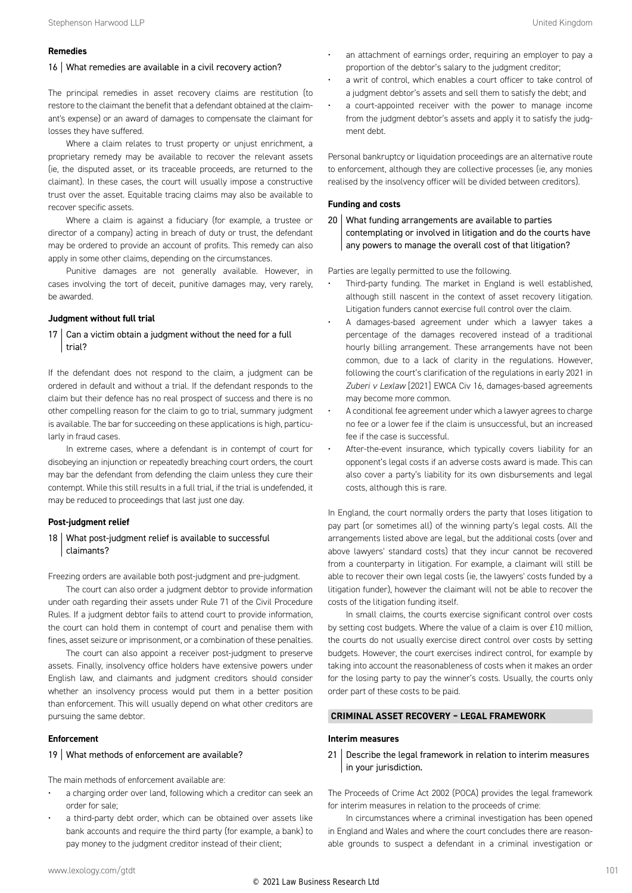### Remedies

**16 | What remedies are available in a civil recovery action?**

The principal remedies in asset recovery claims are restitution (to restore to the claimant the benefit that a defendant obtained at the claimant's expense) or an award of damages to compensate the claimant for losses they have suffered.

Where a claim relates to trust property or unjust enrichment, a proprietary remedy may be available to recover the relevant assets (ie, the disputed asset, or its traceable proceeds, are returned to the claimant). In these cases, the court will usually impose a constructive trust over the asset. Equitable tracing claims may also be available to recover specific assets.

Where a claim is against a fiduciary (for example, a trustee or director of a company) acting in breach of duty or trust, the defendant may be ordered to provide an account of profits. This remedy can also apply in some other claims, depending on the circumstances.

Punitive damages are not generally available. However, in cases involving the tort of deceit, punitive damages may, very rarely, be awarded.

### Judgment without full trial

**17 | Can a victim obtain a judgment without the need for a full trial?**

If the defendant does not respond to the claim, a judgment can be ordered in default and without a trial. If the defendant responds to the claim but their defence has no real prospect of success and there is no other compelling reason for the claim to go to trial, summary judgment is available. The bar for succeeding on these applications is high, particularly in fraud cases.

In extreme cases, where a defendant is in contempt of court for disobeying an injunction or repeatedly breaching court orders, the court may bar the defendant from defending the claim unless they cure their contempt. While this still results in a full trial, if the trial is undefended, it may be reduced to proceedings that last just one day.

### Post-judgment relief

**18 | What post-judgment relief is available to successful claimants?**

Freezing orders are available both post-judgment and pre-judgment.

The court can also order a judgment debtor to provide information under oath regarding their assets under Rule 71 of the Civil Procedure Rules. If a judgment debtor fails to attend court to provide information, the court can hold them in contempt of court and penalise them with fines, asset seizure or imprisonment, or a combination of these penalties.

The court can also appoint a receiver post-judgment to preserve assets. Finally, insolvency office holders have extensive powers under English law, and claimants and judgment creditors should consider whether an insolvency process would put them in a better position than enforcement. This will usually depend on what other creditors are pursuing the same debtor.

### Enforcement

**19 | What methods of enforcement are available?**

The main methods of enforcement available are:

- a charging order over land, following which a creditor can seek an order for sale;
- a third-party debt order, which can be obtained over assets like bank accounts and require the third party (for example, a bank) to pay money to the judgment creditor instead of their client;
- an attachment of earnings order, requiring an employer to pay a proportion of the debtor's salary to the judgment creditor;
- a writ of control, which enables a court officer to take control of a judgment debtor's assets and sell them to satisfy the debt; and
- a court-appointed receiver with the power to manage income from the judgment debtor's assets and apply it to satisfy the judgment debt.

Personal bankruptcy or liquidation proceedings are an alternative route to enforcement, although they are collective processes (ie, any monies realised by the insolvency officer will be divided between creditors).

### Funding and costs

**20 | What funding arrangements are available to parties contemplating or involved in litigation and do the courts have any powers to manage the overall cost of that litigation?**

Parties are legally permitted to use the following.

- Third-party funding. The market in England is well established, although still nascent in the context of asset recovery litigation. Litigation funders cannot exercise full control over the claim.
- A damages-based agreement under which a lawyer takes a percentage of the damages recovered instead of a traditional hourly billing arrangement. These arrangements have not been common, due to a lack of clarity in the regulations. However, following the court's clarification of the regulations in early 2021 in *Zuberi v Lexlaw* [2021] EWCA Civ 16, damages-based agreements may become more common.
- A conditional fee agreement under which a lawyer agrees to charge no fee or a lower fee if the claim is unsuccessful, but an increased fee if the case is successful.
- After-the-event insurance, which typically covers liability for an opponent's legal costs if an adverse costs award is made. This can also cover a party's liability for its own disbursements and legal costs, although this is rare.

In England, the court normally orders the party that loses litigation to pay part (or sometimes all) of the winning party's legal costs. All the arrangements listed above are legal, but the additional costs (over and above lawyers' standard costs) that they incur cannot be recovered from a counterparty in litigation. For example, a claimant will still be able to recover their own legal costs (ie, the lawyers' costs funded by a litigation funder), however the claimant will not be able to recover the costs of the litigation funding itself.

In small claims, the courts exercise significant control over costs by setting cost budgets. Where the value of a claim is over £10 million, the courts do not usually exercise direct control over costs by setting budgets. However, the court exercises indirect control, for example by taking into account the reasonableness of costs when it makes an order for the losing party to pay the winner's costs. Usually, the courts only order part of these costs to be paid.

## CRIMINAL ASSET RECOVERY – LEGAL FRAMEWORK

### Interim measures

**21 | Describe the legal framework in relation to interim measures in your jurisdiction.**

The Proceeds of Crime Act 2002 (POCA) provides the legal framework for interim measures in relation to the proceeds of crime:

In circumstances where a criminal investigation has been opened in England and Wales and where the court concludes there are reasonable grounds to suspect a defendant in a criminal investigation or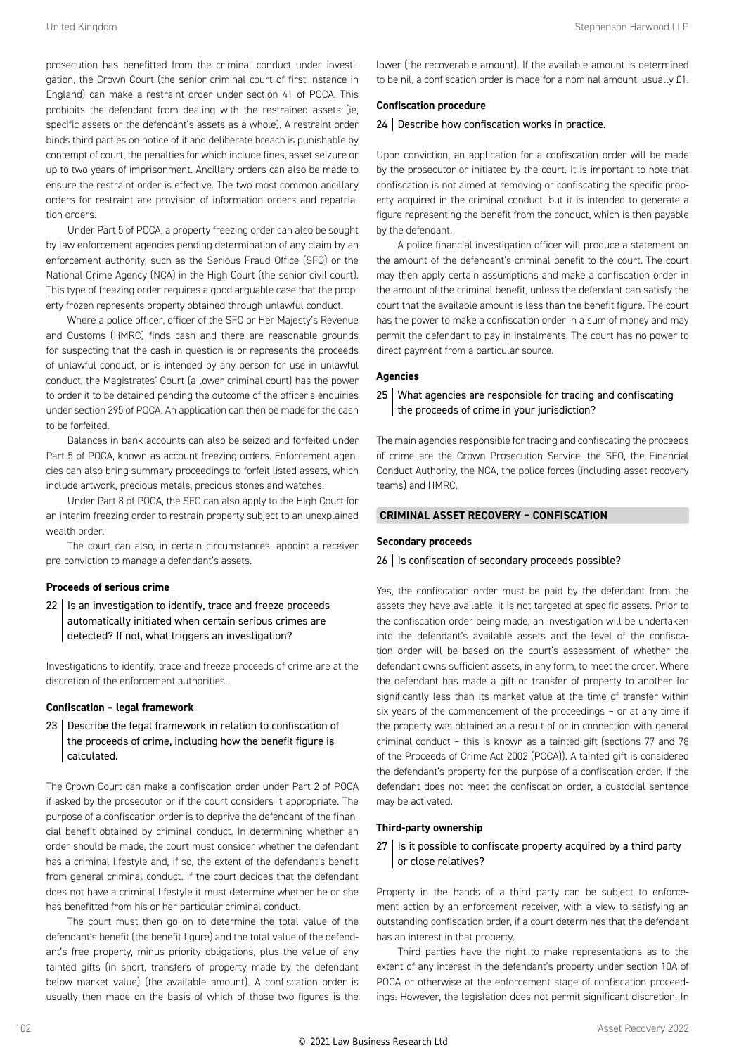prosecution has benefitted from the criminal conduct under investigation, the Crown Court (the senior criminal court of first instance in England) can make a restraint order under section 41 of POCA. This prohibits the defendant from dealing with the restrained assets (ie, specific assets or the defendant's assets as a whole). A restraint order binds third parties on notice of it and deliberate breach is punishable by contempt of court, the penalties for which include fines, asset seizure or up to two years of imprisonment. Ancillary orders can also be made to ensure the restraint order is effective. The two most common ancillary orders for restraint are provision of information orders and repatriation orders.

Under Part 5 of POCA, a property freezing order can also be sought by law enforcement agencies pending determination of any claim by an enforcement authority, such as the Serious Fraud Office (SFO) or the National Crime Agency (NCA) in the High Court (the senior civil court). This type of freezing order requires a good arguable case that the property frozen represents property obtained through unlawful conduct.

Where a police officer, officer of the SFO or Her Majesty's Revenue and Customs (HMRC) finds cash and there are reasonable grounds for suspecting that the cash in question is or represents the proceeds of unlawful conduct, or is intended by any person for use in unlawful conduct, the Magistrates' Court (a lower criminal court) has the power to order it to be detained pending the outcome of the officer's enquiries under section 295 of POCA. An application can then be made for the cash to be forfeited.

Balances in bank accounts can also be seized and forfeited under Part 5 of POCA, known as account freezing orders. Enforcement agencies can also bring summary proceedings to forfeit listed assets, which include artwork, precious metals, precious stones and watches.

Under Part 8 of POCA, the SFO can also apply to the High Court for an interim freezing order to restrain property subject to an unexplained wealth order.

The court can also, in certain circumstances, appoint a receiver pre-conviction to manage a defendant's assets.

### Proceeds of serious crime

**22 | Is an investigation to identify, trace and freeze proceeds automatically initiated when certain serious crimes are detected? If not, what triggers an investigation?**

Investigations to identify, trace and freeze proceeds of crime are at the discretion of the enforcement authorities.

### Confiscation – legal framework

**23 | Describe the legal framework in relation to confiscation of the proceeds of crime, including how the benefit figure is calculated.**

The Crown Court can make a confiscation order under Part 2 of POCA if asked by the prosecutor or if the court considers it appropriate. The purpose of a confiscation order is to deprive the defendant of the financial benefit obtained by criminal conduct. In determining whether an order should be made, the court must consider whether the defendant has a criminal lifestyle and, if so, the extent of the defendant's benefit from general criminal conduct. If the court decides that the defendant does not have a criminal lifestyle it must determine whether he or she has benefitted from his or her particular criminal conduct.

The court must then go on to determine the total value of the defendant's benefit (the benefit figure) and the total value of the defendant's free property, minus priority obligations, plus the value of any tainted gifts (in short, transfers of property made by the defendant below market value) (the available amount). A confiscation order is usually then made on the basis of which of those two figures is the lower (the recoverable amount). If the available amount is determined to be nil, a confiscation order is made for a nominal amount, usually £1.

### Confiscation procedure

**24 | Describe how confiscation works in practice.**

Upon conviction, an application for a confiscation order will be made by the prosecutor or initiated by the court. It is important to note that confiscation is not aimed at removing or confiscating the specific property acquired in the criminal conduct, but it is intended to generate a figure representing the benefit from the conduct, which is then payable by the defendant.

A police financial investigation officer will produce a statement on the amount of the defendant's criminal benefit to the court. The court may then apply certain assumptions and make a confiscation order in the amount of the criminal benefit, unless the defendant can satisfy the court that the available amount is less than the benefit figure. The court has the power to make a confiscation order in a sum of money and may permit the defendant to pay in instalments. The court has no power to direct payment from a particular source.

### Agencies

**25 | What agencies are responsible for tracing and confiscating the proceeds of crime in your jurisdiction?**

The main agencies responsible for tracing and confiscating the proceeds of crime are the Crown Prosecution Service, the SFO, the Financial Conduct Authority, the NCA, the police forces (including asset recovery teams) and HMRC.

## CRIMINAL ASSET RECOVERY – CONFISCATION

### Secondary proceeds

**26 | Is confiscation of secondary proceeds possible?**

Yes, the confiscation order must be paid by the defendant from the assets they have available; it is not targeted at specific assets. Prior to the confiscation order being made, an investigation will be undertaken into the defendant's available assets and the level of the confiscation order will be based on the court's assessment of whether the defendant owns sufficient assets, in any form, to meet the order. Where the defendant has made a gift or transfer of property to another for significantly less than its market value at the time of transfer within six years of the commencement of the proceedings – or at any time if the property was obtained as a result of or in connection with general criminal conduct – this is known as a tainted gift (sections 77 and 78 of the Proceeds of Crime Act 2002 (POCA)). A tainted gift is considered the defendant's property for the purpose of a confiscation order. If the defendant does not meet the confiscation order, a custodial sentence may be activated.

### Third-party ownership

**27 | Is it possible to confiscate property acquired by a third party or close relatives?**

Property in the hands of a third party can be subject to enforcement action by an enforcement receiver, with a view to satisfying an outstanding confiscation order, if a court determines that the defendant has an interest in that property.

Third parties have the right to make representations as to the extent of any interest in the defendant's property under section 10A of POCA or otherwise at the enforcement stage of confiscation proceedings. However, the legislation does not permit significant discretion. In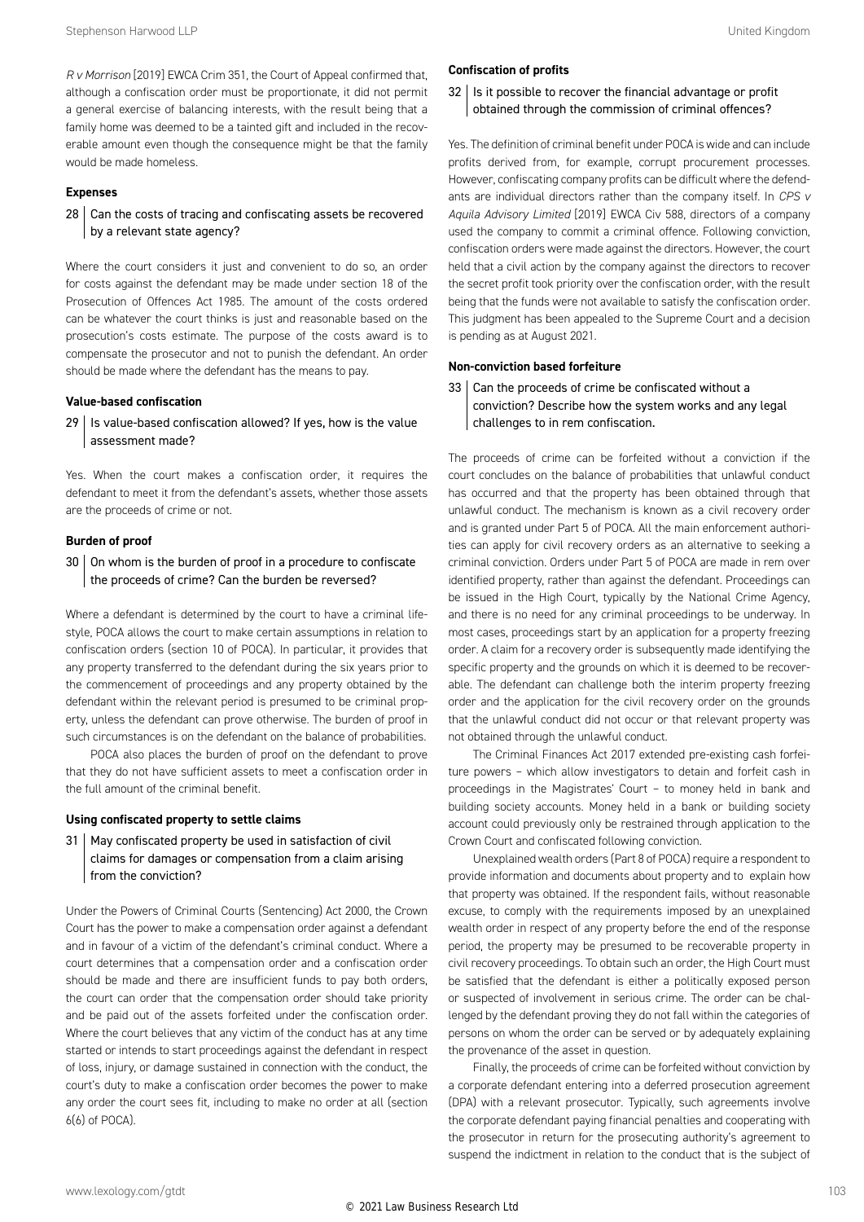*R v Morrison* [2019] EWCA Crim 351, the Court of Appeal confirmed that, although a confiscation order must be proportionate, it did not permit a general exercise of balancing interests, with the result being that a family home was deemed to be a tainted gift and included in the recoverable amount even though the consequence might be that the family would be made homeless.

### Expenses

#### 28 Can the costs of tracing and confiscating assets be recovered by a relevant state agency?

Where the court considers it just and convenient to do so, an order for costs against the defendant may be made under section 18 of the Prosecution of Offences Act 1985. The amount of the costs ordered can be whatever the court thinks is just and reasonable based on the prosecution's costs estimate. The purpose of the costs award is to compensate the prosecutor and not to punish the defendant. An order should be made where the defendant has the means to pay.

### Value-based confiscation

#### 29 Is value-based confiscation allowed? If yes, how is the value assessment made?

Yes. When the court makes a confiscation order, it requires the defendant to meet it from the defendant's assets, whether those assets are the proceeds of crime or not.

### Burden of proof

#### 30 On whom is the burden of proof in a procedure to confiscate the proceeds of crime? Can the burden be reversed?

Where a defendant is determined by the court to have a criminal lifestyle, POCA allows the court to make certain assumptions in relation to confiscation orders (section 10 of POCA). In particular, it provides that any property transferred to the defendant during the six years prior to the commencement of proceedings and any property obtained by the defendant within the relevant period is presumed to be criminal property, unless the defendant can prove otherwise. The burden of proof in such circumstances is on the defendant on the balance of probabilities.

POCA also places the burden of proof on the defendant to prove that they do not have sufficient assets to meet a confiscation order in the full amount of the criminal benefit.

### Using confiscated property to settle claims

#### 31 May confiscated property be used in satisfaction of civil claims for damages or compensation from a claim arising from the conviction?

Under the Powers of Criminal Courts (Sentencing) Act 2000, the Crown Court has the power to make a compensation order against a defendant and in favour of a victim of the defendant's criminal conduct. Where a court determines that a compensation order and a confiscation order should be made and there are insufficient funds to pay both orders, the court can order that the compensation order should take priority and be paid out of the assets forfeited under the confiscation order. Where the court believes that any victim of the conduct has at any time started or intends to start proceedings against the defendant in respect of loss, injury, or damage sustained in connection with the conduct, the court's duty to make a confiscation order becomes the power to make any order the court sees fit, including to make no order at all (section 6(6) of POCA).

### Confiscation of profits

#### 32 Is it possible to recover the financial advantage or profit obtained through the commission of criminal offences?

Yes. The definition of criminal benefit under POCA is wide and can include profits derived from, for example, corrupt procurement processes. However, confiscating company profits can be difficult where the defendants are individual directors rather than the company itself. In *CPS v Aquila Advisory Limited* [2019] EWCA Civ 588, directors of a company used the company to commit a criminal offence. Following conviction, confiscation orders were made against the directors. However, the court held that a civil action by the company against the directors to recover the secret profit took priority over the confiscation order, with the result being that the funds were not available to satisfy the confiscation order. This judgment has been appealed to the Supreme Court and a decision is pending as at August 2021.

### Non-conviction based forfeiture

#### 33 Can the proceeds of crime be confiscated without a conviction? Describe how the system works and any legal challenges to in rem confiscation.

The proceeds of crime can be forfeited without a conviction if the court concludes on the balance of probabilities that unlawful conduct has occurred and that the property has been obtained through that unlawful conduct. The mechanism is known as a civil recovery order and is granted under Part 5 of POCA. All the main enforcement authorities can apply for civil recovery orders as an alternative to seeking a criminal conviction. Orders under Part 5 of POCA are made in rem over identified property, rather than against the defendant. Proceedings can be issued in the High Court, typically by the National Crime Agency, and there is no need for any criminal proceedings to be underway. In most cases, proceedings start by an application for a property freezing order. A claim for a recovery order is subsequently made identifying the specific property and the grounds on which it is deemed to be recoverable. The defendant can challenge both the interim property freezing order and the application for the civil recovery order on the grounds that the unlawful conduct did not occur or that relevant property was not obtained through the unlawful conduct.

The Criminal Finances Act 2017 extended pre-existing cash forfeiture powers – which allow investigators to detain and forfeit cash in proceedings in the Magistrates' Court – to money held in bank and building society accounts. Money held in a bank or building society account could previously only be restrained through application to the Crown Court and confiscated following conviction.

Unexplained wealth orders (Part 8 of POCA) require a respondent to provide information and documents about property and to explain how that property was obtained. If the respondent fails, without reasonable excuse, to comply with the requirements imposed by an unexplained wealth order in respect of any property before the end of the response period, the property may be presumed to be recoverable property in civil recovery proceedings. To obtain such an order, the High Court must be satisfied that the defendant is either a politically exposed person or suspected of involvement in serious crime. The order can be challenged by the defendant proving they do not fall within the categories of persons on whom the order can be served or by adequately explaining the provenance of the asset in question.

Finally, the proceeds of crime can be forfeited without conviction by a corporate defendant entering into a deferred prosecution agreement (DPA) with a relevant prosecutor. Typically, such agreements involve the corporate defendant paying financial penalties and cooperating with the prosecutor in return for the prosecuting authority's agreement to suspend the indictment in relation to the conduct that is the subject of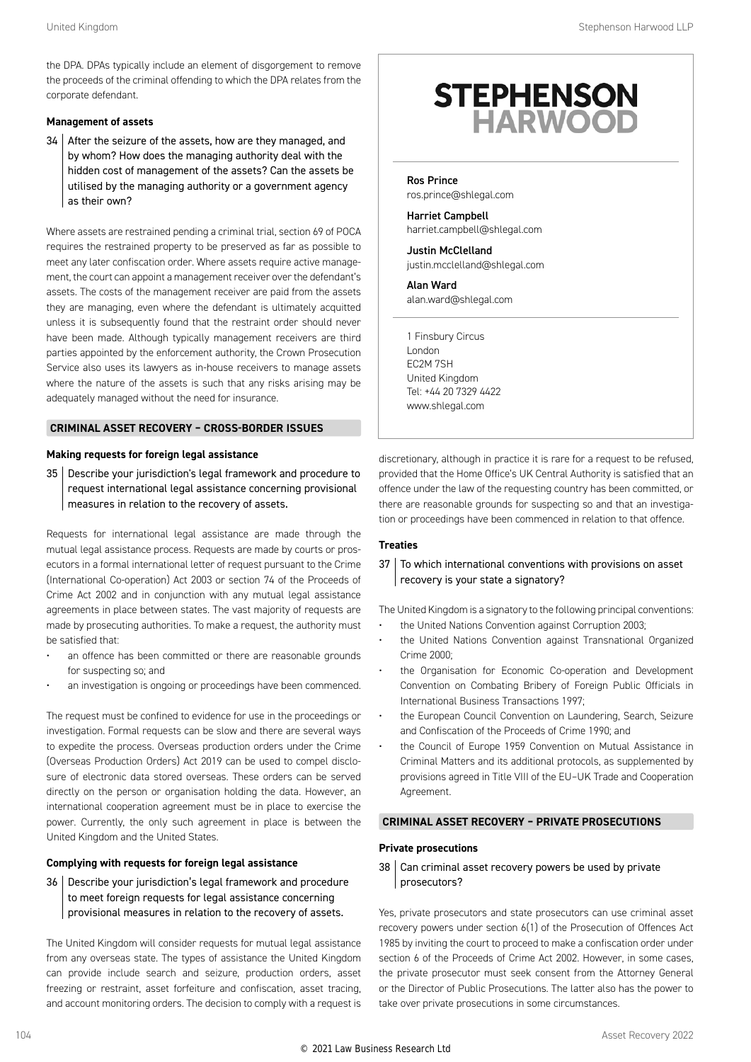the DPA. DPAs typically include an element of disgorgement to remove the proceeds of the criminal offending to which the DPA relates from the corporate defendant.

**Management of assets**

**34 After the seizure of the assets, how are they managed, and by whom? How does the managing authority deal with the hidden cost of management of the assets? Can the assets be utilised by the managing authority or a government agency as their own?**

Where assets are restrained pending a criminal trial, section 69 of POCA requires the restrained property to be preserved as far as possible to meet any later confiscation order. Where assets require active management, the court can appoint a management receiver over the defendant's assets. The costs of the management receiver are paid from the assets they are managing, even where the defendant is ultimately acquitted unless it is subsequently found that the restraint order should never have been made. Although typically management receivers are third parties appointed by the enforcement authority, the Crown Prosecution Service also uses its lawyers as in-house receivers to manage assets where the nature of the assets is such that any risks arising may be adequately managed without the need for insurance.

## CRIMINAL ASSET RECOVERY – CROSS-BORDER ISSUES

**Making requests for foreign legal assistance**

**35 Describe your jurisdiction's legal framework and procedure to request international legal assistance concerning provisional measures in relation to the recovery of assets.**

Requests for international legal assistance are made through the mutual legal assistance process. Requests are made by courts or prosecutors in a formal international letter of request pursuant to the Crime (International Co-operation) Act 2003 or section 74 of the Proceeds of Crime Act 2002 and in conjunction with any mutual legal assistance agreements in place between states. The vast majority of requests are made by prosecuting authorities. To make a request, the authority must be satisfied that:

- an offence has been committed or there are reasonable grounds for suspecting so; and
- an investigation is ongoing or proceedings have been commenced.

The request must be confined to evidence for use in the proceedings or investigation. Formal requests can be slow and there are several ways to expedite the process. Overseas production orders under the Crime (Overseas Production Orders) Act 2019 can be used to compel disclosure of electronic data stored overseas. These orders can be served directly on the person or organisation holding the data. However, an international cooperation agreement must be in place to exercise the power. Currently, the only such agreement in place is between the United Kingdom and the United States.

**Complying with requests for foreign legal assistance**

**36 Describe your jurisdiction's legal framework and procedure to meet foreign requests for legal assistance concerning provisional measures in relation to the recovery of assets.**

The United Kingdom will consider requests for mutual legal assistance from any overseas state. The types of assistance the United Kingdom can provide include search and seizure, production orders, asset freezing or restraint, asset forfeiture and confiscation, asset tracing, and account monitoring orders. The decision to comply with a request is discretionary, although in practice it is rare for a request to be refused, provided that the Home Office's UK Central Authority is satisfied that an offence under the law of the requesting country has been committed, or there are reasonable grounds for suspecting so and that an investigation or proceedings have been commenced in relation to that offence.

**Treaties**

**37 To which international conventions with provisions on asset recovery is your state a signatory?**

The United Kingdom is a signatory to the following principal conventions:

- the United Nations Convention against Corruption 2003;
- the United Nations Convention against Transnational Organized Crime 2000;
- the Organisation for Economic Co-operation and Development Convention on Combating Bribery of Foreign Public Officials in International Business Transactions 1997;
- the European Council Convention on Laundering, Search, Seizure and Confiscation of the Proceeds of Crime 1990; and
- the Council of Europe 1959 Convention on Mutual Assistance in Criminal Matters and its additional protocols, as supplemented by provisions agreed in Title VIII of the EU–UK Trade and Cooperation Agreement.

## CRIMINAL ASSET RECOVERY – PRIVATE PROSECUTIONS

**Private prosecutions**

**38 Can criminal asset recovery powers be used by private prosecutors?**

Yes, private prosecutors and state prosecutors can use criminal asset recovery powers under section 6(1) of the Prosecution of Offences Act 1985 by inviting the court to proceed to make a confiscation order under section 6 of the Proceeds of Crime Act 2002. However, in some cases, the private prosecutor must seek consent from the Attorney General or the Director of Public Prosecutions. The latter also has the power to take over private prosecutions in some circumstances.

**STEPHENSON HARWOOD**

**Ros Prince**
ros.prince@shlegal.com

**Harriet Campbell**
harriet.campbell@shlegal.com

**Justin McClelland**
justin.mcclelland@shlegal.com

**Alan Ward**
alan.ward@shlegal.com

1 Finsbury Circus
London
EC2M 7SH
United Kingdom
Tel: +44 20 7329 4422
www.shlegal.com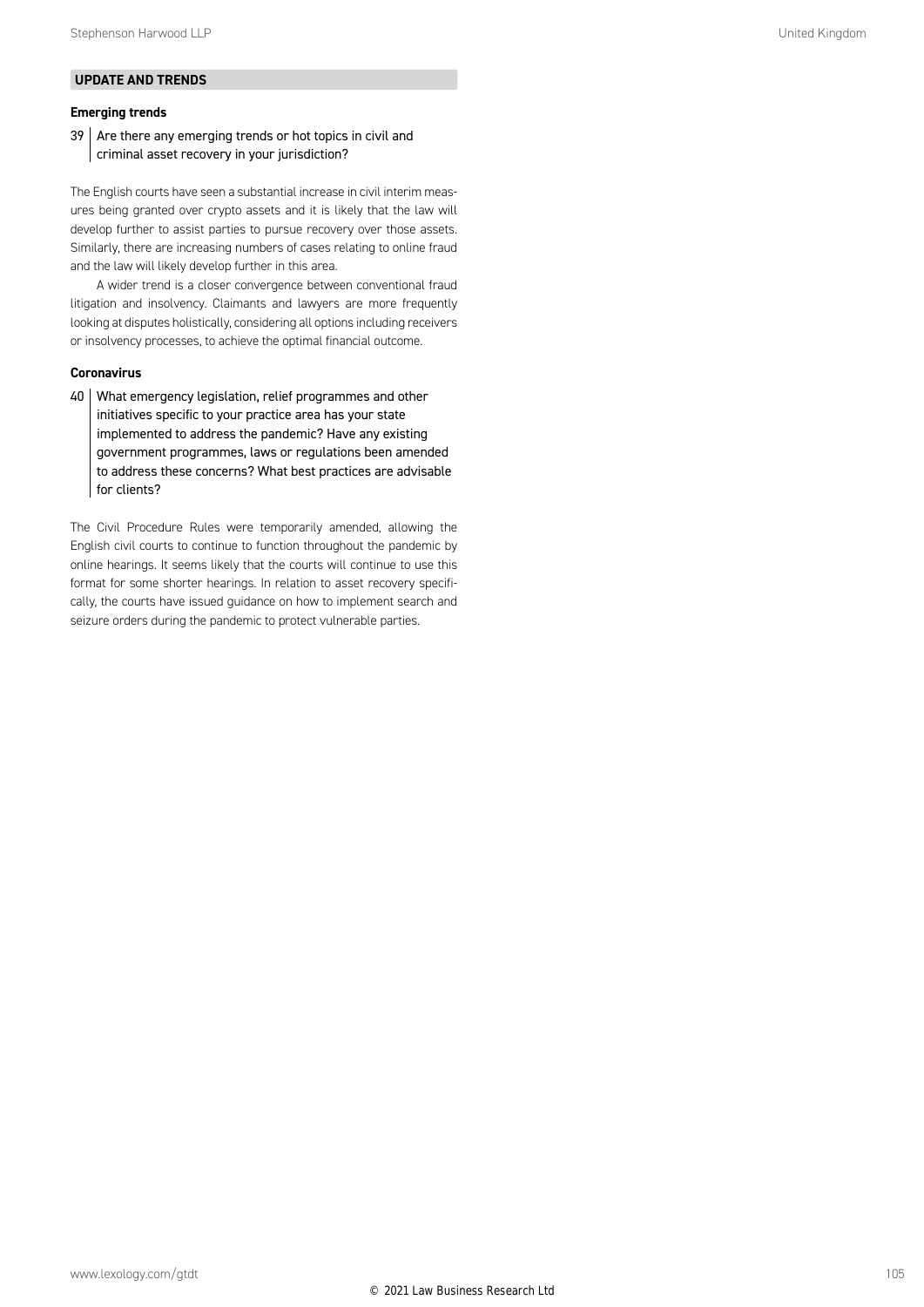## UPDATE AND TRENDS

### Emerging trends

**39 Are there any emerging trends or hot topics in civil and criminal asset recovery in your jurisdiction?**

The English courts have seen a substantial increase in civil interim measures being granted over crypto assets and it is likely that the law will develop further to assist parties to pursue recovery over those assets. Similarly, there are increasing numbers of cases relating to online fraud and the law will likely develop further in this area.

A wider trend is a closer convergence between conventional fraud litigation and insolvency. Claimants and lawyers are more frequently looking at disputes holistically, considering all options including receivers or insolvency processes, to achieve the optimal financial outcome.

### Coronavirus

**40 What emergency legislation, relief programmes and other initiatives specific to your practice area has your state implemented to address the pandemic? Have any existing government programmes, laws or regulations been amended to address these concerns? What best practices are advisable for clients?**

The Civil Procedure Rules were temporarily amended, allowing the English civil courts to continue to function throughout the pandemic by online hearings. It seems likely that the courts will continue to use this format for some shorter hearings. In relation to asset recovery specifically, the courts have issued guidance on how to implement search and seizure orders during the pandemic to protect vulnerable parties.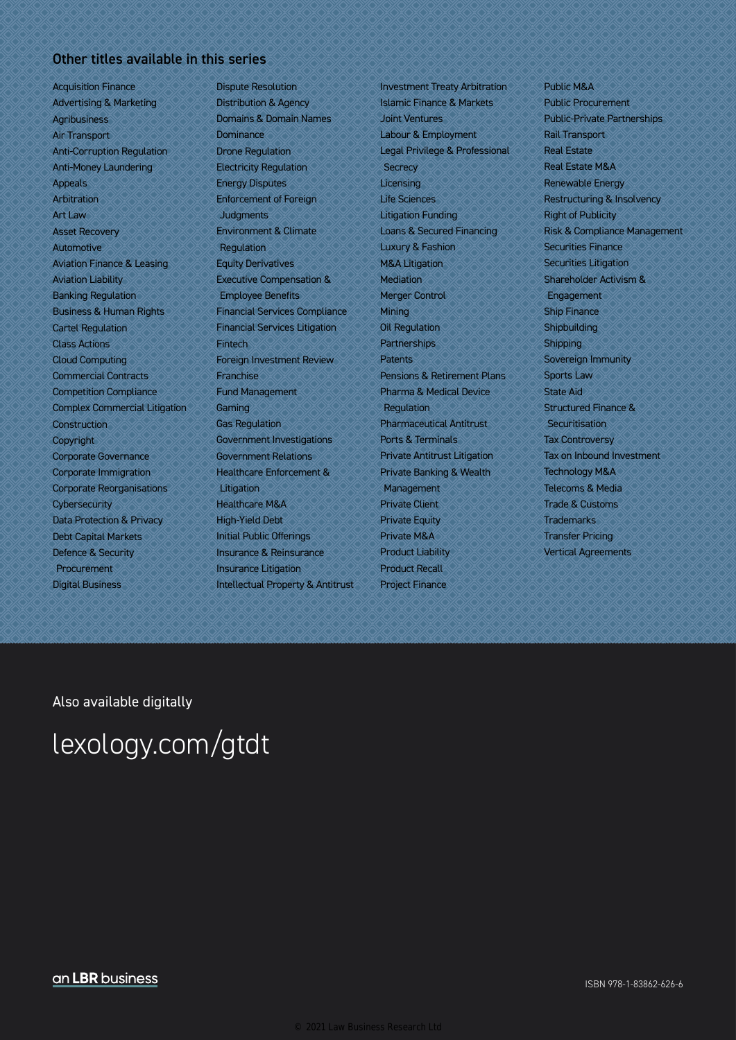## Other titles available in this series

- Acquisition Finance
- Advertising & Marketing
- Agribusiness
- Air Transport
- Anti-Corruption Regulation
- Anti-Money Laundering
- Appeals
- Arbitration
- Art Law
- Asset Recovery
- Automotive
- Aviation Finance & Leasing
- Aviation Liability
- Banking Regulation
- Business & Human Rights
- Cartel Regulation
- Class Actions
- Cloud Computing
- Commercial Contracts
- Competition Compliance
- Complex Commercial Litigation
- Construction
- Copyright
- Corporate Governance
- Corporate Immigration
- Corporate Reorganisations
- Cybersecurity
- Data Protection & Privacy
- Debt Capital Markets
- Defence & Security Procurement
- Digital Business
- Dispute Resolution
- Distribution & Agency
- Domains & Domain Names
- Dominance
- Drone Regulation
- Electricity Regulation
- Energy Disputes
- Enforcement of Foreign Judgments
- Environment & Climate Regulation
- Equity Derivatives
- Executive Compensation & Employee Benefits
- Financial Services Compliance
- Financial Services Litigation
- Fintech
- Foreign Investment Review
- Franchise
- Fund Management
- Gaming
- Gas Regulation
- Government Investigations
- Government Relations
- Healthcare Enforcement & Litigation
- Healthcare M&A
- High-Yield Debt
- Initial Public Offerings
- Insurance & Reinsurance
- Insurance Litigation
- Intellectual Property & Antitrust
- Investment Treaty Arbitration
- Islamic Finance & Markets
- Joint Ventures
- Labour & Employment
- Legal Privilege & Professional Secrecy
- Licensing
- Life Sciences
- Litigation Funding
- Loans & Secured Financing
- Luxury & Fashion
- M&A Litigation
- Mediation
- Merger Control
- Mining
- Oil Regulation
- Partnerships
- Patents
- Pensions & Retirement Plans
- Pharma & Medical Device Regulation
- Pharmaceutical Antitrust
- Ports & Terminals
- Private Antitrust Litigation
- Private Banking & Wealth Management
- Private Client
- Private Equity
- Private M&A
- Product Liability
- Product Recall
- Project Finance
- Public M&A
- Public Procurement
- Public-Private Partnerships
- Rail Transport
- Real Estate
- Real Estate M&A
- Renewable Energy
- Restructuring & Insolvency
- Right of Publicity
- Risk & Compliance Management
- Securities Finance
- Securities Litigation
- Shareholder Activism & Engagement
- Ship Finance
- Shipbuilding
- Shipping
- Sovereign Immunity
- Sports Law
- State Aid
- Structured Finance & Securitisation
- Tax Controversy
- Tax on Inbound Investment
- Technology M&A
- Telecoms & Media
- Trade & Customs
- Trademarks
- Transfer Pricing
- Vertical Agreements

Also available digitally

lexology.com/gtdt

an **LBR** business

ISBN 978-1-83862-626-6

© 2021 Law Business Research Ltd